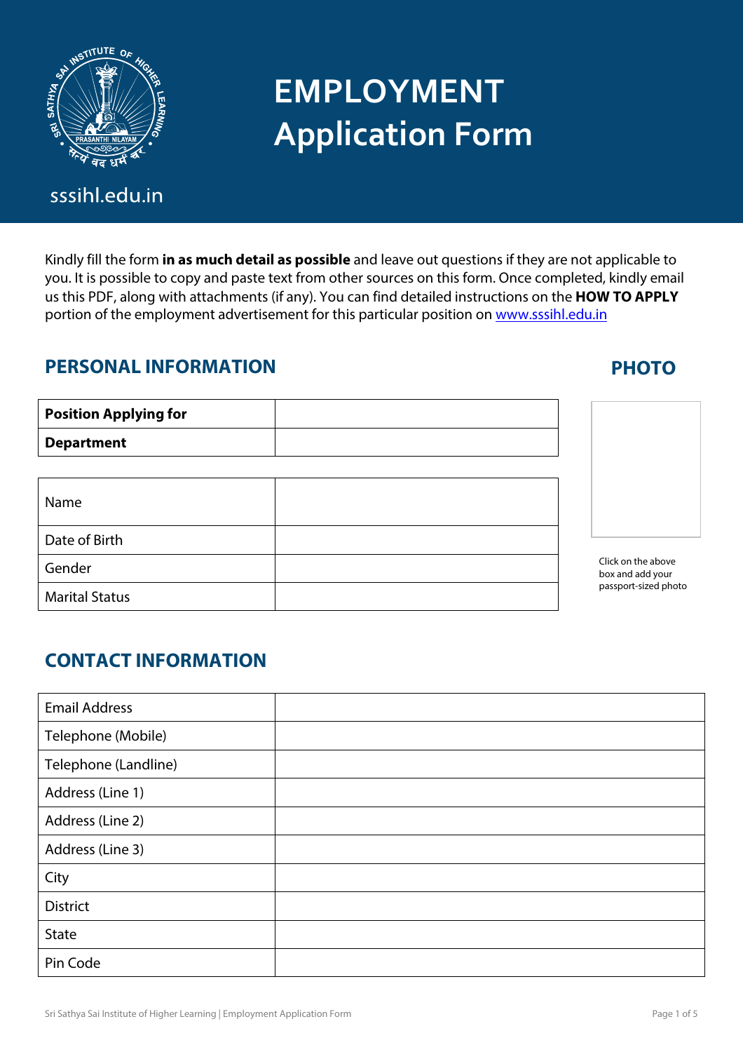sssihl.edu.in

# EMPLOYMENT Application Form

Kindly fill the form **in as much detail as possible** and leave out questions if they are not applicable to you. It is possible to copy and paste text from other sources on this form. Once completed, kindly email us this PDF, along with attachments (if any). You can find detailed instructions on the **HOW TO APPLY** portion of the employment advertisement for this particular position on [www.sssihl.edu.in](www.sssihl.edu.in)

## PERSONAL INFORMATION

| | |
|---|---|
| **Position Applying for** | |
| **Department** | |

| | |
|---|---|
| Name | |
| Date of Birth | |
| Gender | |
| Marital Status | |

## PHOTO

Click on the above box and add your passport-sized photo

## CONTACT INFORMATION

| | |
|---|---|
| Email Address | |
| Telephone (Mobile) | |
| Telephone (Landline) | |
| Address (Line 1) | |
| Address (Line 2) | |
| Address (Line 3) | |
| City | |
| District | |
| State | |
| Pin Code | |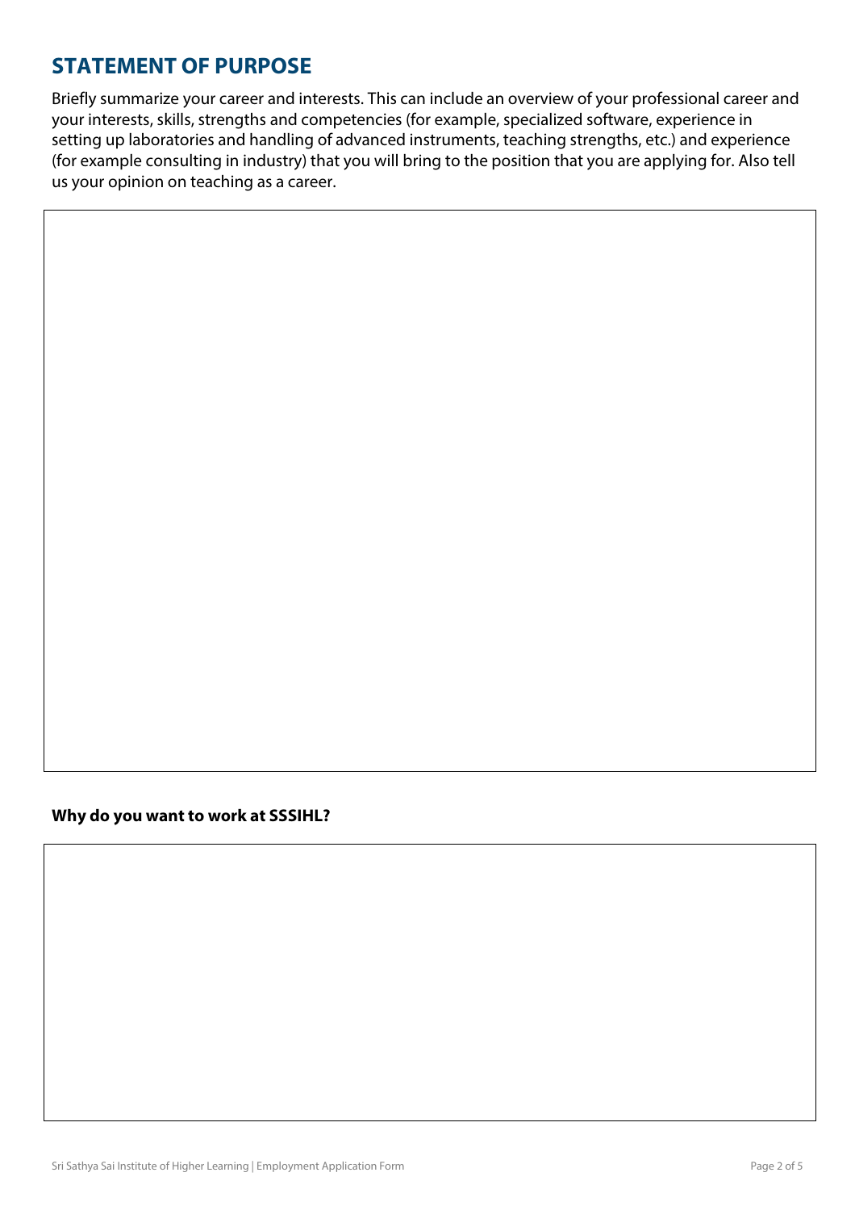## STATEMENT OF PURPOSE

Briefly summarize your career and interests. This can include an overview of your professional career and your interests, skills, strengths and competencies (for example, specialized software, experience in setting up laboratories and handling of advanced instruments, teaching strengths, etc.) and experience (for example consulting in industry) that you will bring to the position that you are applying for. Also tell us your opinion on teaching as a career.

**Why do you want to work at SSSIHL?**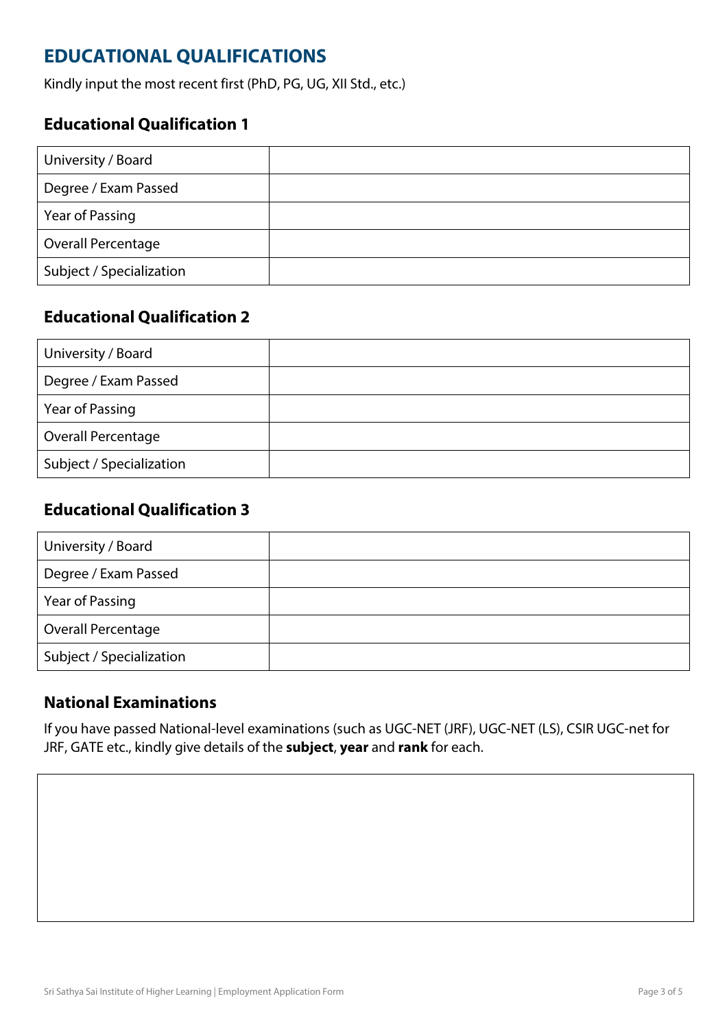# EDUCATIONAL QUALIFICATIONS

Kindly input the most recent first (PhD, PG, UG, XII Std., etc.)

## Educational Qualification 1

| | |
|---|---|
| University / Board | |
| Degree / Exam Passed | |
| Year of Passing | |
| Overall Percentage | |
| Subject / Specialization | |

## Educational Qualification 2

| | |
|---|---|
| University / Board | |
| Degree / Exam Passed | |
| Year of Passing | |
| Overall Percentage | |
| Subject / Specialization | |

## Educational Qualification 3

| | |
|---|---|
| University / Board | |
| Degree / Exam Passed | |
| Year of Passing | |
| Overall Percentage | |
| Subject / Specialization | |

## National Examinations

If you have passed National-level examinations (such as UGC-NET (JRF), UGC-NET (LS), CSIR UGC-net for JRF, GATE etc., kindly give details of the **subject**, **year** and **rank** for each.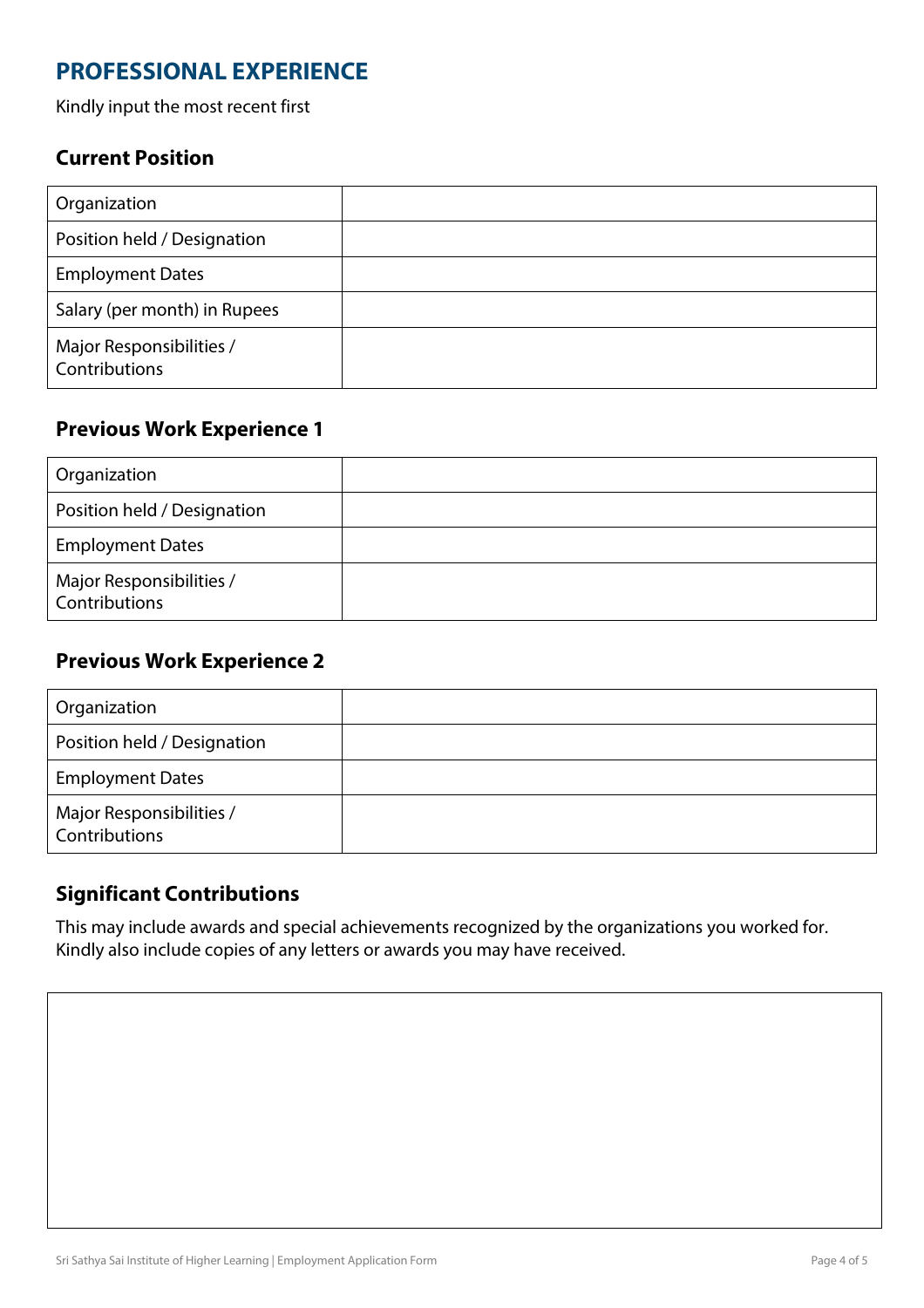## PROFESSIONAL EXPERIENCE

Kindly input the most recent first

### Current Position

| | |
|---|---|
| Organization | |
| Position held / Designation | |
| Employment Dates | |
| Salary (per month) in Rupees | |
| Major Responsibilities / Contributions | |

### Previous Work Experience 1

| | |
|---|---|
| Organization | |
| Position held / Designation | |
| Employment Dates | |
| Major Responsibilities / Contributions | |

### Previous Work Experience 2

| | |
|---|---|
| Organization | |
| Position held / Designation | |
| Employment Dates | |
| Major Responsibilities / Contributions | |

### Significant Contributions

This may include awards and special achievements recognized by the organizations you worked for. Kindly also include copies of any letters or awards you may have received.

| |
|---|
| |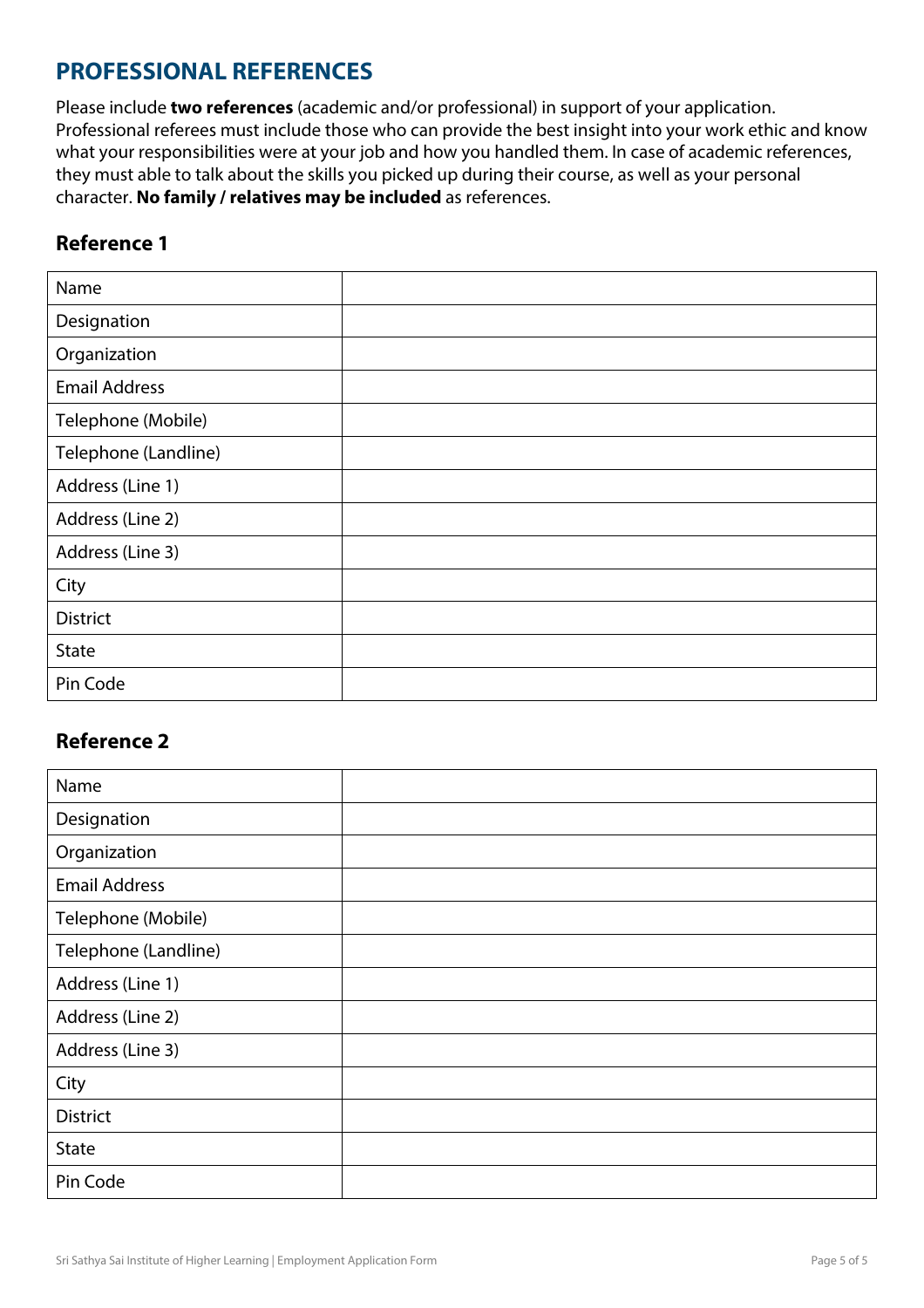## PROFESSIONAL REFERENCES

Please include **two references** (academic and/or professional) in support of your application. Professional referees must include those who can provide the best insight into your work ethic and know what your responsibilities were at your job and how you handled them. In case of academic references, they must able to talk about the skills you picked up during their course, as well as your personal character. **No family / relatives may be included** as references.

### Reference 1

| | |
|---|---|
| Name | |
| Designation | |
| Organization | |
| Email Address | |
| Telephone (Mobile) | |
| Telephone (Landline) | |
| Address (Line 1) | |
| Address (Line 2) | |
| Address (Line 3) | |
| City | |
| District | |
| State | |
| Pin Code | |

### Reference 2

| | |
|---|---|
| Name | |
| Designation | |
| Organization | |
| Email Address | |
| Telephone (Mobile) | |
| Telephone (Landline) | |
| Address (Line 1) | |
| Address (Line 2) | |
| Address (Line 3) | |
| City | |
| District | |
| State | |
| Pin Code | |